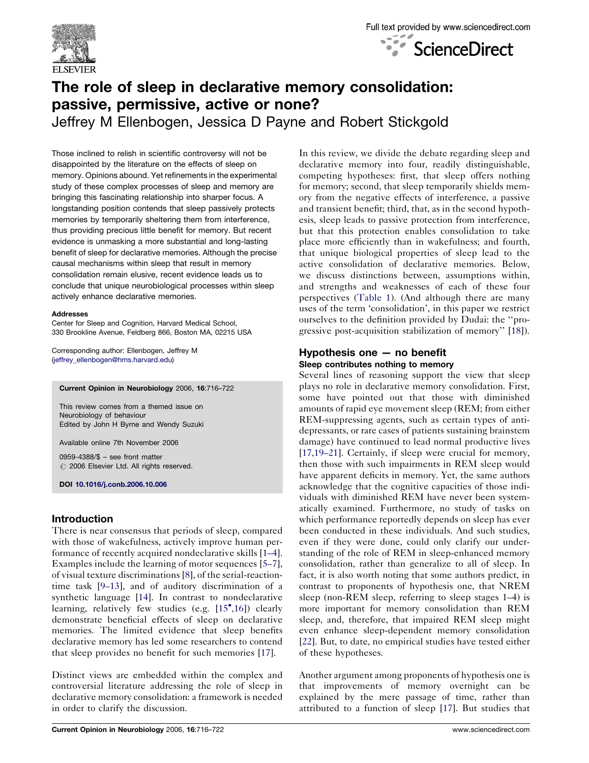# The role of sleep in declarative memory consolidation: passive, permissive, active or none?

Jeffrey M Ellenbogen, Jessica D Payne and Robert Stickgold

Those inclined to relish in scientific controversy will not be disappointed by the literature on the effects of sleep on memory. Opinions abound. Yet refinements in the experimental study of these complex processes of sleep and memory are bringing this fascinating relationship into sharper focus. A longstanding position contends that sleep passively protects memories by temporarily sheltering them from interference, thus providing precious little benefit for memory. But recent evidence is unmasking a more substantial and long-lasting benefit of sleep for declarative memories. Although the precise causal mechanisms within sleep that result in memory consolidation remain elusive, recent evidence leads us to conclude that unique neurobiological processes within sleep actively enhance declarative memories.

**Addresses**
Center for Sleep and Cognition, Harvard Medical School, 330 Brookline Avenue, Feldberg 866, Boston MA, 02215 USA

Corresponding author: Ellenbogen, Jeffrey M (jeffrey_ellenbogen@hms.harvard.edu)

**Current Opinion in Neurobiology** 2006, **16**:716–722

This review comes from a themed issue on Neurobiology of behaviour
Edited by John H Byrne and Wendy Suzuki

Available online 7th November 2006

0959-4388/$ – see front matter
© 2006 Elsevier Ltd. All rights reserved.

**DOI 10.1016/j.conb.2006.10.006**

## Introduction

There is near consensus that periods of sleep, compared with those of wakefulness, actively improve human performance of recently acquired nondeclarative skills [1–4]. Examples include the learning of motor sequences [5–7], of visual texture discriminations [8], of the serial-reaction-time task [9–13], and of auditory discrimination of a synthetic language [14]. In contrast to nondeclarative learning, relatively few studies (e.g. [15•,16]) clearly demonstrate beneficial effects of sleep on declarative memories. The limited evidence that sleep benefits declarative memory has led some researchers to contend that sleep provides no benefit for such memories [17].

Distinct views are embedded within the complex and controversial literature addressing the role of sleep in declarative memory consolidation: a framework is needed in order to clarify the discussion.

In this review, we divide the debate regarding sleep and declarative memory into four, readily distinguishable, competing hypotheses: first, that sleep offers nothing for memory; second, that sleep temporarily shields memory from the negative effects of interference, a passive and transient benefit; third, that, as in the second hypothesis, sleep leads to passive protection from interference, but that this protection enables consolidation to take place more efficiently than in wakefulness; and fourth, that unique biological properties of sleep lead to the active consolidation of declarative memories. Below, we discuss distinctions between, assumptions within, and strengths and weaknesses of each of these four perspectives (Table 1). (And although there are many uses of the term 'consolidation', in this paper we restrict ourselves to the definition provided by Dudai: the "progressive post-acquisition stabilization of memory" [18]).

## Hypothesis one — no benefit

### Sleep contributes nothing to memory

Several lines of reasoning support the view that sleep plays no role in declarative memory consolidation. First, some have pointed out that those with diminished amounts of rapid eye movement sleep (REM; from either REM-suppressing agents, such as certain types of antidepressants, or rare cases of patients sustaining brainstem damage) have continued to lead normal productive lives [17,19–21]. Certainly, if sleep were crucial for memory, then those with such impairments in REM sleep would have apparent deficits in memory. Yet, the same authors acknowledge that the cognitive capacities of those individuals with diminished REM have never been systematically examined. Furthermore, no study of tasks on which performance reportedly depends on sleep has ever been conducted in these individuals. And such studies, even if they were done, could only clarify our understanding of the role of REM in sleep-enhanced memory consolidation, rather than generalize to all of sleep. In fact, it is also worth noting that some authors predict, in contrast to proponents of hypothesis one, that NREM sleep (non-REM sleep, referring to sleep stages 1–4) is more important for memory consolidation than REM sleep, and, therefore, that impaired REM sleep might even enhance sleep-dependent memory consolidation [22]. But, to date, no empirical studies have tested either of these hypotheses.

Another argument among proponents of hypothesis one is that improvements of memory overnight can be explained by the mere passage of time, rather than attributed to a function of sleep [17]. But studies that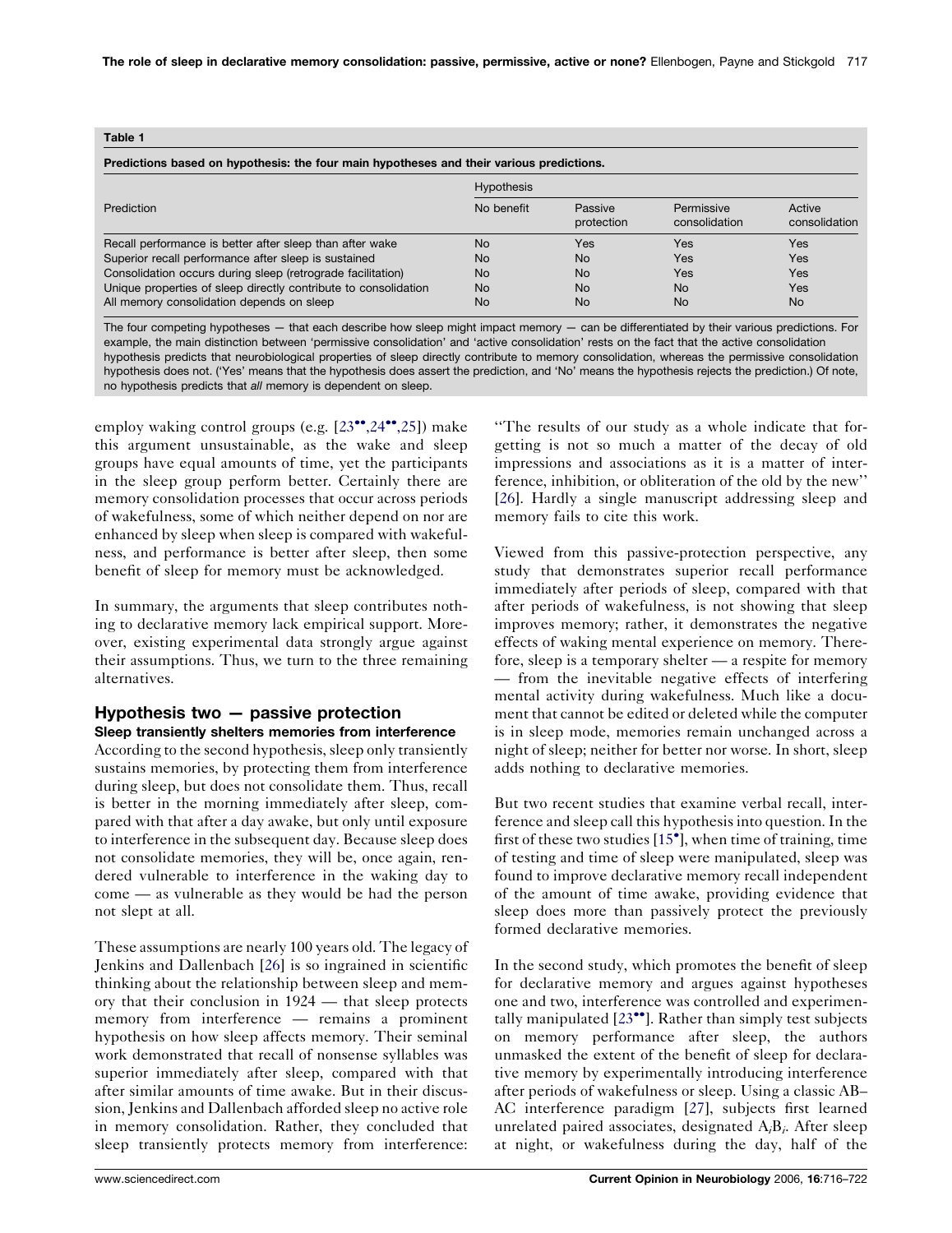**Table 1**

**Predictions based on hypothesis: the four main hypotheses and their various predictions.**

| Prediction | Hypothesis | | | |
| --- | --- | --- | --- | --- |
| | No benefit | Passive protection | Permissive consolidation | Active consolidation |
| Recall performance is better after sleep than after wake | No | Yes | Yes | Yes |
| Superior recall performance after sleep is sustained | No | No | Yes | Yes |
| Consolidation occurs during sleep (retrograde facilitation) | No | No | Yes | Yes |
| Unique properties of sleep directly contribute to consolidation | No | No | No | Yes |
| All memory consolidation depends on sleep | No | No | No | No |

The four competing hypotheses — that each describe how sleep might impact memory — can be differentiated by their various predictions. For example, the main distinction between 'permissive consolidation' and 'active consolidation' rests on the fact that the active consolidation hypothesis predicts that neurobiological properties of sleep directly contribute to memory consolidation, whereas the permissive consolidation hypothesis does not. ('Yes' means that the hypothesis does assert the prediction, and 'No' means the hypothesis rejects the prediction.) Of note, no hypothesis predicts that *all* memory is dependent on sleep.

employ waking control groups (e.g. [23••,24••,25]) make this argument unsustainable, as the wake and sleep groups have equal amounts of time, yet the participants in the sleep group perform better. Certainly there are memory consolidation processes that occur across periods of wakefulness, some of which neither depend on nor are enhanced by sleep when sleep is compared with wakefulness, and performance is better after sleep, then some benefit of sleep for memory must be acknowledged.

In summary, the arguments that sleep contributes nothing to declarative memory lack empirical support. Moreover, existing experimental data strongly argue against their assumptions. Thus, we turn to the three remaining alternatives.

## Hypothesis two — passive protection

### Sleep transiently shelters memories from interference

According to the second hypothesis, sleep only transiently sustains memories, by protecting them from interference during sleep, but does not consolidate them. Thus, recall is better in the morning immediately after sleep, compared with that after a day awake, but only until exposure to interference in the subsequent day. Because sleep does not consolidate memories, they will be, once again, rendered vulnerable to interference in the waking day to come — as vulnerable as they would be had the person not slept at all.

These assumptions are nearly 100 years old. The legacy of Jenkins and Dallenbach [26] is so ingrained in scientific thinking about the relationship between sleep and memory that their conclusion in 1924 — that sleep protects memory from interference — remains a prominent hypothesis on how sleep affects memory. Their seminal work demonstrated that recall of nonsense syllables was superior immediately after sleep, compared with that after similar amounts of time awake. But in their discussion, Jenkins and Dallenbach afforded sleep no active role in memory consolidation. Rather, they concluded that sleep transiently protects memory from interference: "The results of our study as a whole indicate that forgetting is not so much a matter of the decay of old impressions and associations as it is a matter of interference, inhibition, or obliteration of the old by the new" [26]. Hardly a single manuscript addressing sleep and memory fails to cite this work.

Viewed from this passive-protection perspective, any study that demonstrates superior recall performance immediately after periods of sleep, compared with that after periods of wakefulness, is not showing that sleep improves memory; rather, it demonstrates the negative effects of waking mental experience on memory. Therefore, sleep is a temporary shelter — a respite for memory — from the inevitable negative effects of interfering mental activity during wakefulness. Much like a document that cannot be edited or deleted while the computer is in sleep mode, memories remain unchanged across a night of sleep; neither for better nor worse. In short, sleep adds nothing to declarative memories.

But two recent studies that examine verbal recall, interference and sleep call this hypothesis into question. In the first of these two studies [15•], when time of training, time of testing and time of sleep were manipulated, sleep was found to improve declarative memory recall independent of the amount of time awake, providing evidence that sleep does more than passively protect the previously formed declarative memories.

In the second study, which promotes the benefit of sleep for declarative memory and argues against hypotheses one and two, interference was controlled and experimentally manipulated [23••]. Rather than simply test subjects on memory performance after sleep, the authors unmasked the extent of the benefit of sleep for declarative memory by experimentally introducing interference after periods of wakefulness or sleep. Using a classic AB–AC interference paradigm [27], subjects first learned unrelated paired associates, designated $A_iB_i$. After sleep at night, or wakefulness during the day, half of the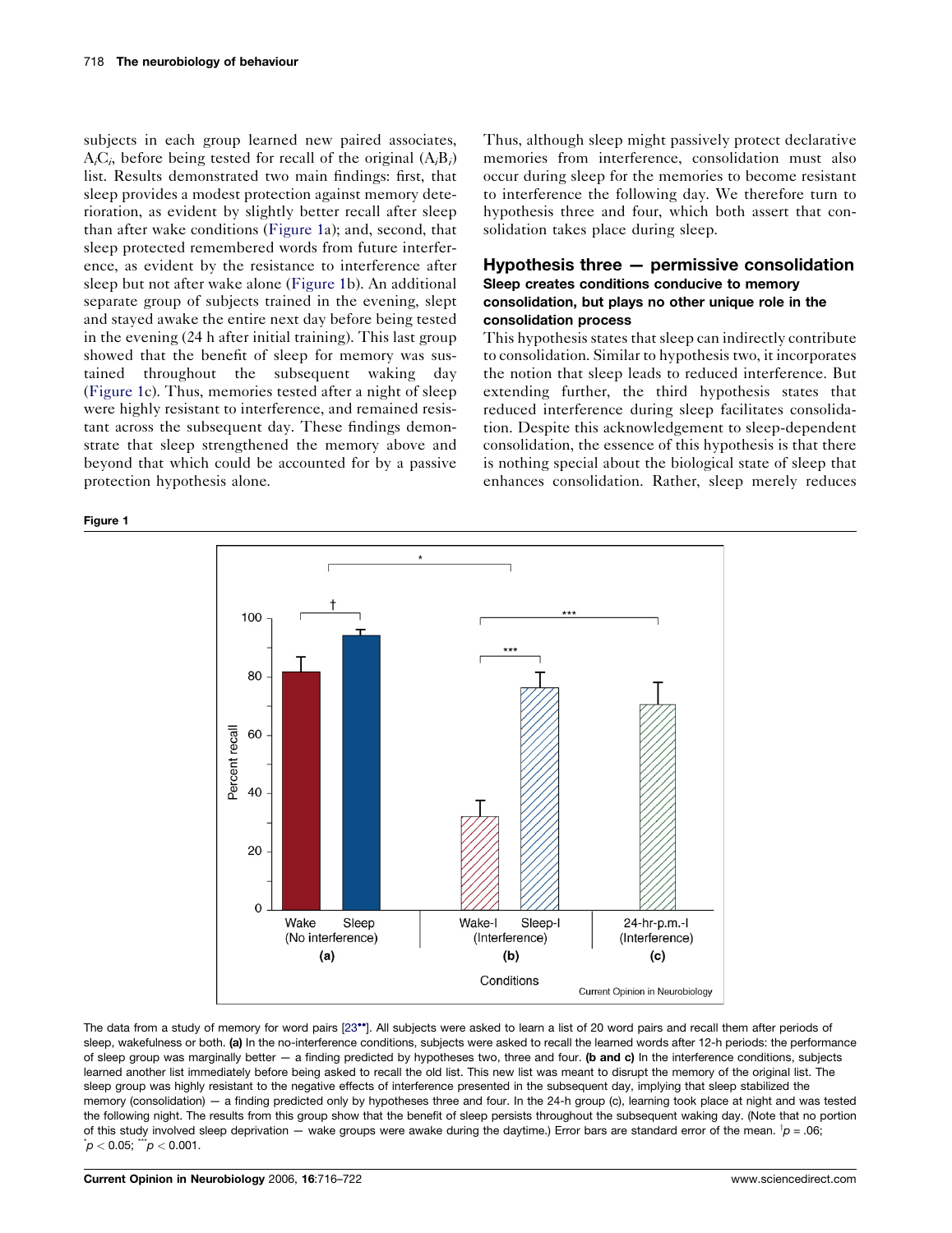subjects in each group learned new paired associates, $A_iC_j$, before being tested for recall of the original ($A_iB_i$) list. Results demonstrated two main findings: first, that sleep provides a modest protection against memory deterioration, as evident by slightly better recall after sleep than after wake conditions (Figure 1a); and, second, that sleep protected remembered words from future interference, as evident by the resistance to interference after sleep but not after wake alone (Figure 1b). An additional separate group of subjects trained in the evening, slept and stayed awake the entire next day before being tested in the evening (24 h after initial training). This last group showed that the benefit of sleep for memory was sustained throughout the subsequent waking day (Figure 1c). Thus, memories tested after a night of sleep were highly resistant to interference, and remained resistant across the subsequent day. These findings demonstrate that sleep strengthened the memory above and beyond that which could be accounted for by a passive protection hypothesis alone.

Thus, although sleep might passively protect declarative memories from interference, consolidation must also occur during sleep for the memories to become resistant to interference the following day. We therefore turn to hypothesis three and four, which both assert that consolidation takes place during sleep.

## Hypothesis three — permissive consolidation

### Sleep creates conditions conducive to memory consolidation, but plays no other unique role in the consolidation process

This hypothesis states that sleep can indirectly contribute to consolidation. Similar to hypothesis two, it incorporates the notion that sleep leads to reduced interference. But extending further, the third hypothesis states that reduced interference during sleep facilitates consolidation. Despite this acknowledgement to sleep-dependent consolidation, the essence of this hypothesis is that there is nothing special about the biological state of sleep that enhances consolidation. Rather, sleep merely reduces

**Figure 1**

The data from a study of memory for word pairs [23••]. All subjects were asked to learn a list of 20 word pairs and recall them after periods of sleep, wakefulness or both. **(a)** In the no-interference conditions, subjects were asked to recall the learned words after 12-h periods: the performance of sleep group was marginally better — a finding predicted by hypotheses two, three and four. **(b and c)** In the interference conditions, subjects learned another list immediately before being asked to recall the old list. This new list was meant to disrupt the memory of the original list. The sleep group was highly resistant to the negative effects of interference presented in the subsequent day, implying that sleep stabilized the memory (consolidation) — a finding predicted only by hypotheses three and four. In the 24-h group (c), learning took place at night and was tested the following night. The results from this group show that the benefit of sleep persists throughout the subsequent waking day. (Note that no portion of this study involved sleep deprivation — wake groups were awake during the daytime.) Error bars are standard error of the mean. [†]$p = .06$; [*]$p < 0.05$; [***]$p < 0.001$.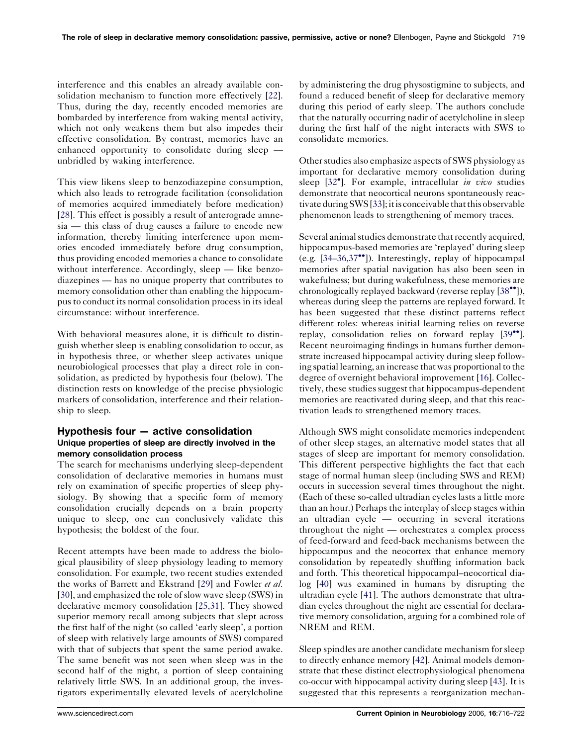interference and this enables an already available consolidation mechanism to function more effectively [22]. Thus, during the day, recently encoded memories are bombarded by interference from waking mental activity, which not only weakens them but also impedes their effective consolidation. By contrast, memories have an enhanced opportunity to consolidate during sleep — unbridled by waking interference.

This view likens sleep to benzodiazepine consumption, which also leads to retrograde facilitation (consolidation of memories acquired immediately before medication) [28]. This effect is possibly a result of anterograde amnesia — this class of drug causes a failure to encode new information, thereby limiting interference upon memories encoded immediately before drug consumption, thus providing encoded memories a chance to consolidate without interference. Accordingly, sleep — like benzodiazepines — has no unique property that contributes to memory consolidation other than enabling the hippocampus to conduct its normal consolidation process in its ideal circumstance: without interference.

With behavioral measures alone, it is difficult to distinguish whether sleep is enabling consolidation to occur, as in hypothesis three, or whether sleep activates unique neurobiological processes that play a direct role in consolidation, as predicted by hypothesis four (below). The distinction rests on knowledge of the precise physiologic markers of consolidation, interference and their relationship to sleep.

## Hypothesis four — active consolidation

### Unique properties of sleep are directly involved in the memory consolidation process

The search for mechanisms underlying sleep-dependent consolidation of declarative memories in humans must rely on examination of specific properties of sleep physiology. By showing that a specific form of memory consolidation crucially depends on a brain property unique to sleep, one can conclusively validate this hypothesis; the boldest of the four.

Recent attempts have been made to address the biological plausibility of sleep physiology leading to memory consolidation. For example, two recent studies extended the works of Barrett and Ekstrand [29] and Fowler *et al.* [30], and emphasized the role of slow wave sleep (SWS) in declarative memory consolidation [25,31]. They showed superior memory recall among subjects that slept across the first half of the night (so called 'early sleep', a portion of sleep with relatively large amounts of SWS) compared with that of subjects that spent the same period awake. The same benefit was not seen when sleep was in the second half of the night, a portion of sleep containing relatively little SWS. In an additional group, the investigators experimentally elevated levels of acetylcholine by administering the drug physostigmine to subjects, and found a reduced benefit of sleep for declarative memory during this period of early sleep. The authors conclude that the naturally occurring nadir of acetylcholine in sleep during the first half of the night interacts with SWS to consolidate memories.

Other studies also emphasize aspects of SWS physiology as important for declarative memory consolidation during sleep [32•]. For example, intracellular *in vivo* studies demonstrate that neocortical neurons spontaneously reactivate during SWS [33]; it is conceivable that this observable phenomenon leads to strengthening of memory traces.

Several animal studies demonstrate that recently acquired, hippocampus-based memories are 'replayed' during sleep (e.g. [34–36,37••]). Interestingly, replay of hippocampal memories after spatial navigation has also been seen in wakefulness; but during wakefulness, these memories are chronologically replayed backward (reverse replay [38••]), whereas during sleep the patterns are replayed forward. It has been suggested that these distinct patterns reflect different roles: whereas initial learning relies on reverse replay, consolidation relies on forward replay [39••]. Recent neuroimaging findings in humans further demonstrate increased hippocampal activity during sleep following spatial learning, an increase that was proportional to the degree of overnight behavioral improvement [16]. Collectively, these studies suggest that hippocampus-dependent memories are reactivated during sleep, and that this reactivation leads to strengthened memory traces.

Although SWS might consolidate memories independent of other sleep stages, an alternative model states that all stages of sleep are important for memory consolidation. This different perspective highlights the fact that each stage of normal human sleep (including SWS and REM) occurs in succession several times throughout the night. (Each of these so-called ultradian cycles lasts a little more than an hour.) Perhaps the interplay of sleep stages within an ultradian cycle — occurring in several iterations throughout the night — orchestrates a complex process of feed-forward and feed-back mechanisms between the hippocampus and the neocortex that enhance memory consolidation by repeatedly shuffling information back and forth. This theoretical hippocampal–neocortical dialog [40] was examined in humans by disrupting the ultradian cycle [41]. The authors demonstrate that ultradian cycles throughout the night are essential for declarative memory consolidation, arguing for a combined role of NREM and REM.

Sleep spindles are another candidate mechanism for sleep to directly enhance memory [42]. Animal models demonstrate that these distinct electrophysiological phenomena co-occur with hippocampal activity during sleep [43]. It is suggested that this represents a reorganization mechan-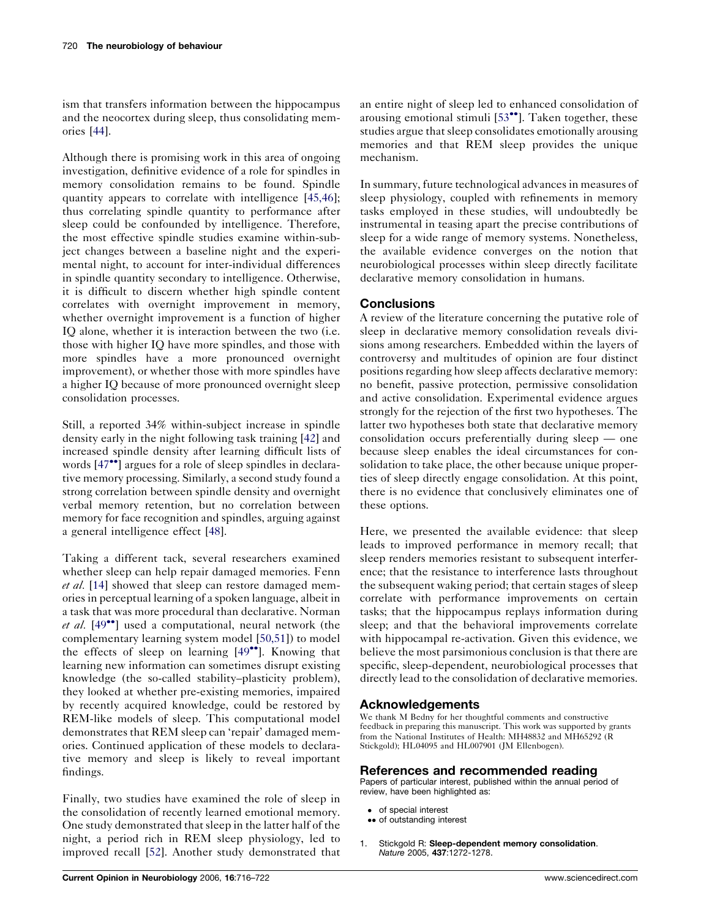ism that transfers information between the hippocampus and the neocortex during sleep, thus consolidating memories [44].

Although there is promising work in this area of ongoing investigation, definitive evidence of a role for spindles in memory consolidation remains to be found. Spindle quantity appears to correlate with intelligence [45,46]; thus correlating spindle quantity to performance after sleep could be confounded by intelligence. Therefore, the most effective spindle studies examine within-subject changes between a baseline night and the experimental night, to account for inter-individual differences in spindle quantity secondary to intelligence. Otherwise, it is difficult to discern whether high spindle content correlates with overnight improvement in memory, whether overnight improvement is a function of higher IQ alone, whether it is interaction between the two (i.e. those with higher IQ have more spindles, and those with more spindles have a more pronounced overnight improvement), or whether those with more spindles have a higher IQ because of more pronounced overnight sleep consolidation processes.

Still, a reported 34% within-subject increase in spindle density early in the night following task training [42] and increased spindle density after learning difficult lists of words [47••] argues for a role of sleep spindles in declarative memory processing. Similarly, a second study found a strong correlation between spindle density and overnight verbal memory retention, but no correlation between memory for face recognition and spindles, arguing against a general intelligence effect [48].

Taking a different tack, several researchers examined whether sleep can help repair damaged memories. Fenn *et al.* [14] showed that sleep can restore damaged memories in perceptual learning of a spoken language, albeit in a task that was more procedural than declarative. Norman *et al.* [49••] used a computational, neural network (the complementary learning system model [50,51]) to model the effects of sleep on learning [49••]. Knowing that learning new information can sometimes disrupt existing knowledge (the so-called stability–plasticity problem), they looked at whether pre-existing memories, impaired by recently acquired knowledge, could be restored by REM-like models of sleep. This computational model demonstrates that REM sleep can 'repair' damaged memories. Continued application of these models to declarative memory and sleep is likely to reveal important findings.

Finally, two studies have examined the role of sleep in the consolidation of recently learned emotional memory. One study demonstrated that sleep in the latter half of the night, a period rich in REM sleep physiology, led to improved recall [52]. Another study demonstrated that an entire night of sleep led to enhanced consolidation of arousing emotional stimuli [53••]. Taken together, these studies argue that sleep consolidates emotionally arousing memories and that REM sleep provides the unique mechanism.

In summary, future technological advances in measures of sleep physiology, coupled with refinements in memory tasks employed in these studies, will undoubtedly be instrumental in teasing apart the precise contributions of sleep for a wide range of memory systems. Nonetheless, the available evidence converges on the notion that neurobiological processes within sleep directly facilitate declarative memory consolidation in humans.

## Conclusions

A review of the literature concerning the putative role of sleep in declarative memory consolidation reveals divisions among researchers. Embedded within the layers of controversy and multitudes of opinion are four distinct positions regarding how sleep affects declarative memory: no benefit, passive protection, permissive consolidation and active consolidation. Experimental evidence argues strongly for the rejection of the first two hypotheses. The latter two hypotheses both state that declarative memory consolidation occurs preferentially during sleep — one because sleep enables the ideal circumstances for consolidation to take place, the other because unique properties of sleep directly engage consolidation. At this point, there is no evidence that conclusively eliminates one of these options.

Here, we presented the available evidence: that sleep leads to improved performance in memory recall; that sleep renders memories resistant to subsequent interference; that the resistance to interference lasts throughout the subsequent waking period; that certain stages of sleep correlate with performance improvements on certain tasks; that the hippocampus replays information during sleep; and that the behavioral improvements correlate with hippocampal re-activation. Given this evidence, we believe the most parsimonious conclusion is that there are specific, sleep-dependent, neurobiological processes that directly lead to the consolidation of declarative memories.

## Acknowledgements

We thank M Bedny for her thoughtful comments and constructive feedback in preparing this manuscript. This work was supported by grants from the National Institutes of Health: MH48832 and MH65292 (R Stickgold); HL04095 and HL007901 (JM Ellenbogen).

## References and recommended reading

Papers of particular interest, published within the annual period of review, have been highlighted as:

- • of special interest
- •• of outstanding interest

1. Stickgold R: **Sleep-dependent memory consolidation**. *Nature* 2005, **437**:1272-1278.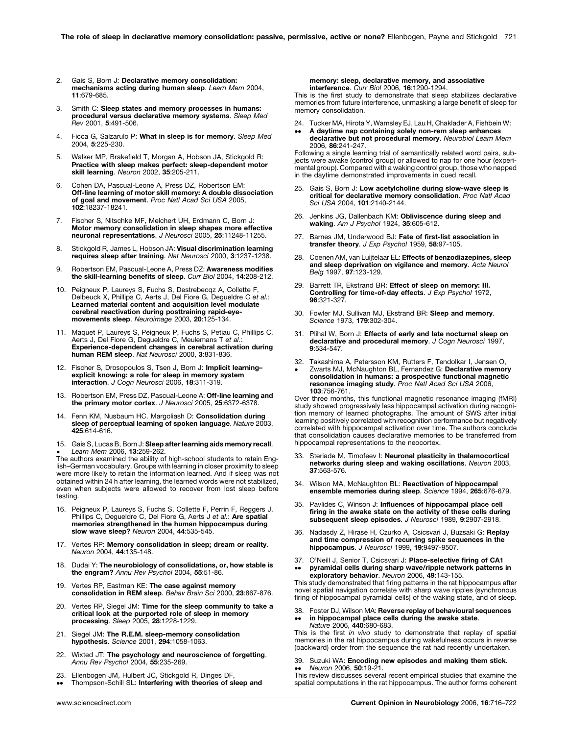2. Gais S, Born J: **Declarative memory consolidation: mechanisms acting during human sleep**. *Learn Mem* 2004, **11**:679-685.

3. Smith C: **Sleep states and memory processes in humans: procedural versus declarative memory systems**. *Sleep Med Rev* 2001, **5**:491-506.

4. Ficca G, Salzarulo P: **What in sleep is for memory**. *Sleep Med* 2004, **5**:225-230.

5. Walker MP, Brakefield T, Morgan A, Hobson JA, Stickgold R: **Practice with sleep makes perfect: sleep-dependent motor skill learning**. *Neuron* 2002, **35**:205-211.

6. Cohen DA, Pascual-Leone A, Press DZ, Robertson EM: **Off-line learning of motor skill memory: A double dissociation of goal and movement**. *Proc Natl Acad Sci USA* 2005, **102**:18237-18241.

7. Fischer S, Nitschke MF, Melchert UH, Erdmann C, Born J: **Motor memory consolidation in sleep shapes more effective neuronal representations**. *J Neurosci* 2005, **25**:11248-11255.

8. Stickgold R, James L, Hobson JA: **Visual discrimination learning requires sleep after training**. *Nat Neurosci* 2000, **3**:1237-1238.

9. Robertson EM, Pascual-Leone A, Press DZ: **Awareness modifies the skill-learning benefits of sleep**. *Curr Biol* 2004, **14**:208-212.

10. Peigneux P, Laureys S, Fuchs S, Destrebecqz A, Collette F, Delbeuck X, Phillips C, Aerts J, Del Fiore G, Degueldre C *et al.*: **Learned material content and acquisition level modulate cerebral reactivation during posttraining rapid-eye-movements sleep**. *Neuroimage* 2003, **20**:125-134.

11. Maquet P, Laureys S, Peigneux P, Fuchs S, Petiau C, Phillips C, Aerts J, Del Fiore G, Degueldre C, Meulemans T *et al.*: **Experience-dependent changes in cerebral activation during human REM sleep**. *Nat Neurosci* 2000, **3**:831-836.

12. Fischer S, Drosopoulos S, Tsen J, Born J: **Implicit learning–explicit knowing: a role for sleep in memory system interaction**. *J Cogn Neurosci* 2006, **18**:311-319.

13. Robertson EM, Press DZ, Pascual-Leone A: **Off-line learning and the primary motor cortex**. *J Neurosci* 2005, **25**:6372-6378.

14. Fenn KM, Nusbaum HC, Margoliash D: **Consolidation during sleep of perceptual learning of spoken language**. *Nature* 2003, **425**:614-616.

15. • Gais S, Lucas B, Born J: **Sleep after learning aids memory recall**. *Learn Mem* 2006, **13**:259-262.

The authors examined the ability of high-school students to retain English–German vocabulary. Groups with learning in closer proximity to sleep were more likely to retain the information learned. And if sleep was not obtained within 24 h after learning, the learned words were not stabilized, even when subjects were allowed to recover from lost sleep before testing.

16. Peigneux P, Laureys S, Fuchs S, Collette F, Perrin F, Reggers J, Phillips C, Degueldre C, Del Fiore G, Aerts J *et al.*: **Are spatial memories strengthened in the human hippocampus during slow wave sleep?** *Neuron* 2004, **44**:535-545.

17. Vertes RP: **Memory consolidation in sleep; dream or reality**. *Neuron* 2004, **44**:135-148.

18. Dudai Y: **The neurobiology of consolidations, or, how stable is the engram?** *Annu Rev Psychol* 2004, **55**:51-86.

19. Vertes RP, Eastman KE: **The case against memory consolidation in REM sleep**. *Behav Brain Sci* 2000, **23**:867-876.

20. Vertes RP, Siegel JM: **Time for the sleep community to take a critical look at the purported role of sleep in memory processing**. *Sleep* 2005, **28**:1228-1229.

21. Siegel JM: **The R.E.M. sleep-memory consolidation hypothesis**. *Science* 2001, **294**:1058-1063.

22. Wixted JT: **The psychology and neuroscience of forgetting**. *Annu Rev Psychol* 2004, **55**:235-269.

23. •• Ellenbogen JM, Hulbert JC, Stickgold R, Dinges DF, Thompson-Schill SL: **Interfering with theories of sleep and memory: sleep, declarative memory, and associative interference**. *Curr Biol* 2006, **16**:1290-1294.

This is the first study to demonstrate that sleep stabilizes declarative memories from future interference, unmasking a large benefit of sleep for memory consolidation.

24. •• Tucker MA, Hirota Y, Wamsley EJ, Lau H, Chaklader A, Fishbein W: **A daytime nap containing solely non-rem sleep enhances declarative but not procedural memory**. *Neurobiol Learn Mem* 2006, **86**:241-247.

Following a single learning trial of semantically related word pairs, subjects were awake (control group) or allowed to nap for one hour (experimental group). Compared with a waking control group, those who napped in the daytime demonstrated improvements in cued recall.

25. Gais S, Born J: **Low acetylcholine during slow-wave sleep is critical for declarative memory consolidation**. *Proc Natl Acad Sci USA* 2004, **101**:2140-2144.

26. Jenkins JG, Dallenbach KM: **Obliviscence during sleep and waking**. *Am J Psychol* 1924, **35**:605-612.

27. Barnes JM, Underwood BJ: **Fate of first-list association in transfer theory**. *J Exp Psychol* 1959, **58**:97-105.

28. Coenen AM, van Luijtelaar EL: **Effects of benzodiazepines, sleep and sleep deprivation on vigilance and memory**. *Acta Neurol Belg* 1997, **97**:123-129.

29. Barrett TR, Ekstrand BR: **Effect of sleep on memory: III. Controlling for time-of-day effects**. *J Exp Psychol* 1972, **96**:321-327.

30. Fowler MJ, Sullivan MJ, Ekstrand BR: **Sleep and memory**. *Science* 1973, **179**:302-304.

31. Plihal W, Born J: **Effects of early and late nocturnal sleep on declarative and procedural memory**. *J Cogn Neurosci* 1997, **9**:534-547.

32. • Takashima A, Petersson KM, Rutters F, Tendolkar I, Jensen O, Zwarts MJ, McNaughton BL, Fernandez G: **Declarative memory consolidation in humans: a prospective functional magnetic resonance imaging study**. *Proc Natl Acad Sci USA* 2006, **103**:756-761.

Over three months, this functional magnetic resonance imaging (fMRI) study showed progressively less hippocampal activation during recognition memory of learned photographs. The amount of SWS after initial learning positively correlated with recognition performance but negatively correlated with hippocampal activation over time. The authors conclude that consolidation causes declarative memories to be transferred from hippocampal representations to the neocortex.

33. Steriade M, Timofeev I: **Neuronal plasticity in thalamocortical networks during sleep and waking oscillations**. *Neuron* 2003, **37**:563-576.

34. Wilson MA, McNaughton BL: **Reactivation of hippocampal ensemble memories during sleep**. *Science* 1994, **265**:676-679.

35. Pavlides C, Winson J: **Influences of hippocampal place cell firing in the awake state on the activity of these cells during subsequent sleep episodes**. *J Neurosci* 1989, **9**:2907-2918.

36. Nadasdy Z, Hirase H, Czurko A, Csicsvari J, Buzsaki G: **Replay and time compression of recurring spike sequences in the hippocampus**. *J Neurosci* 1999, **19**:9497-9507.

37. •• O'Neill J, Senior T, Csicsvari J: **Place-selective firing of CA1 pyramidal cells during sharp wave/ripple network patterns in exploratory behavior**. *Neuron* 2006, **49**:143-155.

This study demonstrated that firing patterns in the rat hippocampus after novel spatial navigation correlate with sharp wave ripples (synchronous firing of hippocampal pyramidal cells) of the waking state, and of sleep.

38. •• Foster DJ, Wilson MA: **Reverse replay of behavioural sequences in hippocampal place cells during the awake state**. *Nature* 2006, **440**:680-683.

This is the first *in vivo* study to demonstrate that replay of spatial memories in the rat hippocampus during wakefulness occurs in reverse (backward) order from the sequence the rat had recently undertaken.

39. •• Suzuki WA: **Encoding new episodes and making them stick**. *Neuron* 2006, **50**:19-21.

This review discusses several recent empirical studies that examine the spatial computations in the rat hippocampus. The author forms coherent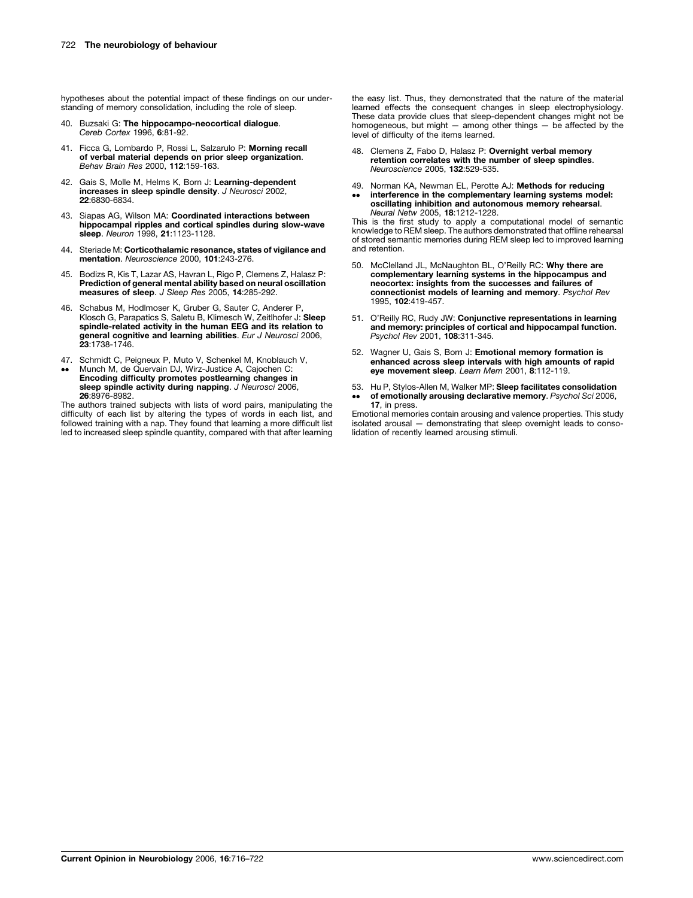hypotheses about the potential impact of these findings on our understanding of memory consolidation, including the role of sleep.

40. Buzsaki G: **The hippocampo-neocortical dialogue**. *Cereb Cortex* 1996, **6**:81-92.

41. Ficca G, Lombardo P, Rossi L, Salzarulo P: **Morning recall of verbal material depends on prior sleep organization**. *Behav Brain Res* 2000, **112**:159-163.

42. Gais S, Molle M, Helms K, Born J: **Learning-dependent increases in sleep spindle density**. *J Neurosci* 2002, **22**:6830-6834.

43. Siapas AG, Wilson MA: **Coordinated interactions between hippocampal ripples and cortical spindles during slow-wave sleep**. *Neuron* 1998, **21**:1123-1128.

44. Steriade M: **Corticothalamic resonance, states of vigilance and mentation**. *Neuroscience* 2000, **101**:243-276.

45. Bodizs R, Kis T, Lazar AS, Havran L, Rigo P, Clemens Z, Halasz P: **Prediction of general mental ability based on neural oscillation measures of sleep**. *J Sleep Res* 2005, **14**:285-292.

46. Schabus M, Hodlmoser K, Gruber G, Sauter C, Anderer P, Klosch G, Parapatics S, Saletu B, Klimesch W, Zeitlhofer J: **Sleep spindle-related activity in the human EEG and its relation to general cognitive and learning abilities**. *Eur J Neurosci* 2006, **23**:1738-1746.

47. •• Schmidt C, Peigneux P, Muto V, Schenkel M, Knoblauch V, Munch M, de Quervain DJ, Wirz-Justice A, Cajochen C: **Encoding difficulty promotes postlearning changes in sleep spindle activity during napping**. *J Neurosci* 2006, **26**:8976-8982.

The authors trained subjects with lists of word pairs, manipulating the difficulty of each list by altering the types of words in each list, and followed training with a nap. They found that learning a more difficult list led to increased sleep spindle quantity, compared with that after learning the easy list. Thus, they demonstrated that the nature of the material learned effects the consequent changes in sleep electrophysiology. These data provide clues that sleep-dependent changes might not be homogeneous, but might — among other things — be affected by the level of difficulty of the items learned.

48. Clemens Z, Fabo D, Halasz P: **Overnight verbal memory retention correlates with the number of sleep spindles**. *Neuroscience* 2005, **132**:529-535.

49. •• Norman KA, Newman EL, Perotte AJ: **Methods for reducing interference in the complementary learning systems model: oscillating inhibition and autonomous memory rehearsal**. *Neural Netw* 2005, **18**:1212-1228.

This is the first study to apply a computational model of semantic knowledge to REM sleep. The authors demonstrated that offline rehearsal of stored semantic memories during REM sleep led to improved learning and retention.

50. McClelland JL, McNaughton BL, O'Reilly RC: **Why there are complementary learning systems in the hippocampus and neocortex: insights from the successes and failures of connectionist models of learning and memory**. *Psychol Rev* 1995, **102**:419-457.

51. O'Reilly RC, Rudy JW: **Conjunctive representations in learning and memory: principles of cortical and hippocampal function**. *Psychol Rev* 2001, **108**:311-345.

52. Wagner U, Gais S, Born J: **Emotional memory formation is enhanced across sleep intervals with high amounts of rapid eye movement sleep**. *Learn Mem* 2001, **8**:112-119.

53. •• Hu P, Stylos-Allen M, Walker MP: **Sleep facilitates consolidation of emotionally arousing declarative memory**. *Psychol Sci* 2006, **17**, in press.

Emotional memories contain arousing and valence properties. This study isolated arousal — demonstrating that sleep overnight leads to consolidation of recently learned arousing stimuli.